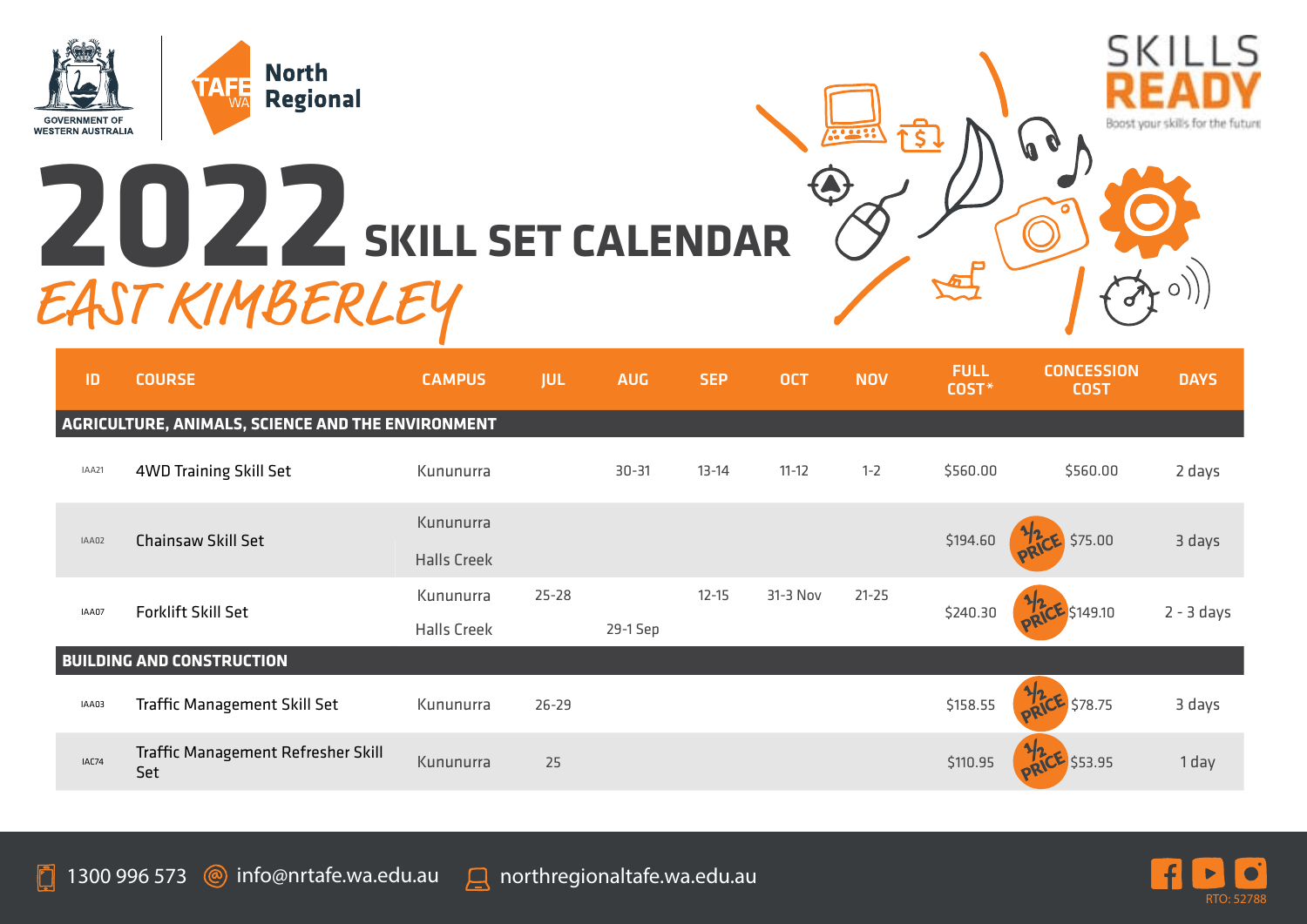GOVERNMENT OF WESTERN AUSTRALIA

TAFE WA North Regional

SKILLS READY — Boost your skills for the future

# 2022 SKILL SET CALENDAR

## EAST KIMBERLEY

| ID | COURSE | CAMPUS | JUL | AUG | SEP | OCT | NOV | FULL COST* | CONCESSION COST | DAYS |
|---|---|---|---|---|---|---|---|---|---|---|
| **AGRICULTURE, ANIMALS, SCIENCE AND THE ENVIRONMENT** | | | | | | | | | | |
| IAA21 | 4WD Training Skill Set | Kununurra | | 30-31 | 13-14 | 11-12 | 1-2 | $560.00 | $560.00 | 2 days |
| IAA02 | Chainsaw Skill Set | Kununurra | | | | | | $194.60 | ½ PRICE $75.00 | 3 days |
| | | Halls Creek | | | | | | | | |
| IAA07 | Forklift Skill Set | Kununurra | 25-28 | | 12-15 | 31-3 Nov | 21-25 | $240.30 | ½ PRICE $149.10 | 2 - 3 days |
| | | Halls Creek | | 29-1 Sep | | | | | | |
| **BUILDING AND CONSTRUCTION** | | | | | | | | | | |
| IAA03 | Traffic Management Skill Set | Kununurra | 26-29 | | | | | $158.55 | ½ PRICE $78.75 | 3 days |
| IAC74 | Traffic Management Refresher Skill Set | Kununurra | 25 | | | | | $110.95 | ½ PRICE $53.95 | 1 day |

1300 996 573 | info@nrtafe.wa.edu.au | northregionaltafe.wa.edu.au

RTO: 52788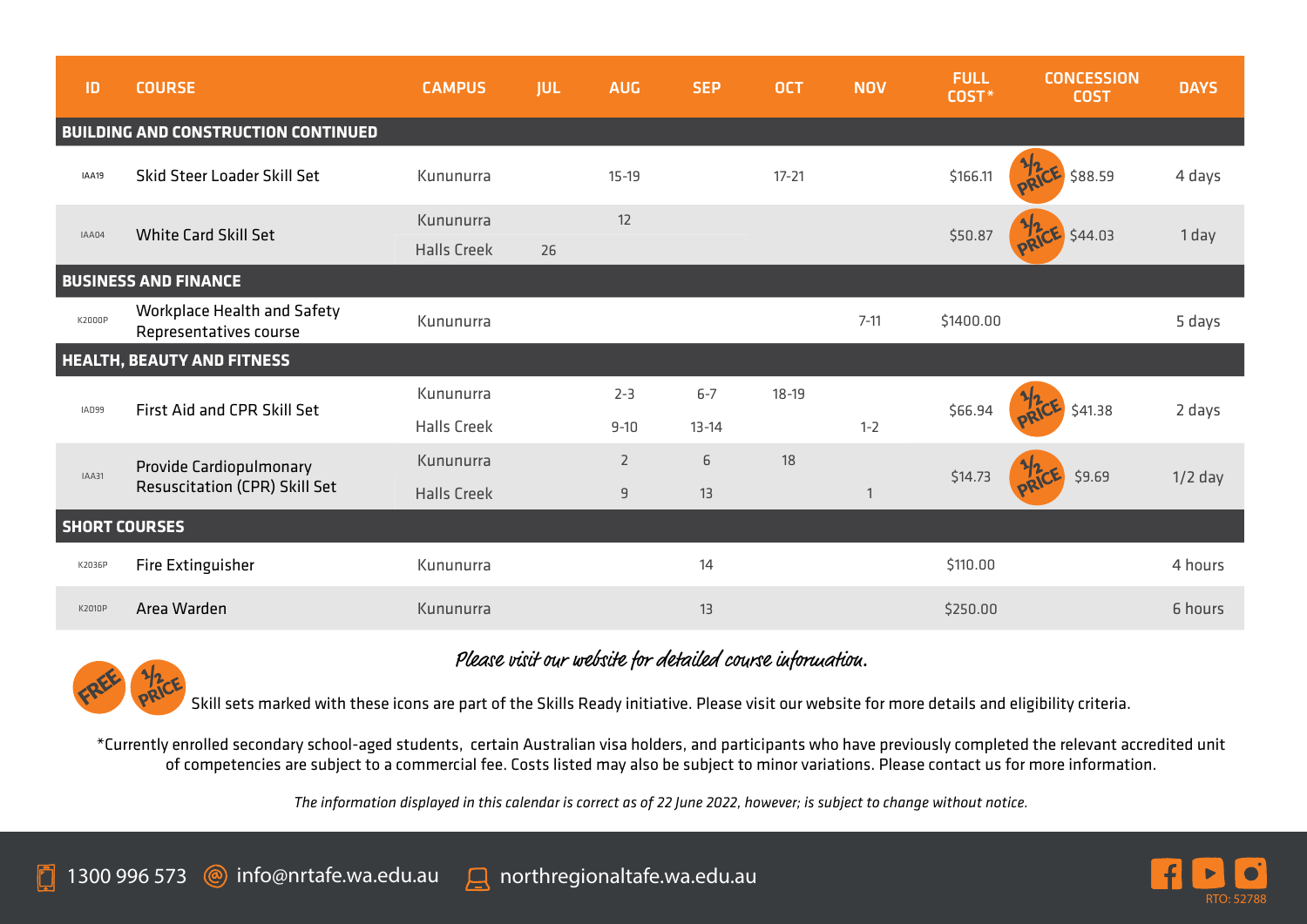| ID | COURSE | CAMPUS | JUL | AUG | SEP | OCT | NOV | FULL COST* | CONCESSION COST | DAYS |
|---|---|---|---|---|---|---|---|---|---|---|
| **BUILDING AND CONSTRUCTION CONTINUED** | | | | | | | | | | |
| IAA19 | Skid Steer Loader Skill Set | Kununurra | | 15-19 | | 17-21 | | $166.11 | ½ PRICE $88.59 | 4 days |
| IAA04 | White Card Skill Set | Kununurra | | 12 | | | | $50.87 | ½ PRICE $44.03 | 1 day |
| | | Halls Creek | 26 | | | | | | | |
| **BUSINESS AND FINANCE** | | | | | | | | | | |
| K2000P | Workplace Health and Safety Representatives course | Kununurra | | | | | 7-11 | $1400.00 | | 5 days |
| **HEALTH, BEAUTY AND FITNESS** | | | | | | | | | | |
| IAD99 | First Aid and CPR Skill Set | Kununurra | | 2-3 | 6-7 | 18-19 | | $66.94 | ½ PRICE $41.38 | 2 days |
| | | Halls Creek | | 9-10 | 13-14 | | 1-2 | | | |
| IAA31 | Provide Cardiopulmonary Resuscitation (CPR) Skill Set | Kununurra | | 2 | 6 | 18 | | $14.73 | ½ PRICE $9.69 | 1/2 day |
| | | Halls Creek | | 9 | 13 | | 1 | | | |
| **SHORT COURSES** | | | | | | | | | | |
| K2036P | Fire Extinguisher | Kununurra | | | 14 | | | $110.00 | | 4 hours |
| K2010P | Area Warden | Kununurra | | | 13 | | | $250.00 | | 6 hours |

*Please visit our website for detailed course information.*

FREE ½ PRICE Skill sets marked with these icons are part of the Skills Ready initiative. Please visit our website for more details and eligibility criteria.

*Currently enrolled secondary school-aged students, certain Australian visa holders, and participants who have previously completed the relevant accredited unit of competencies are subject to a commercial fee. Costs listed may also be subject to minor variations. Please contact us for more information.

*The information displayed in this calendar is correct as of 22 June 2022, however; is subject to change without notice.*

1300 996 573 info@nrtafe.wa.edu.au northregionaltafe.wa.edu.au

RTO: 52788